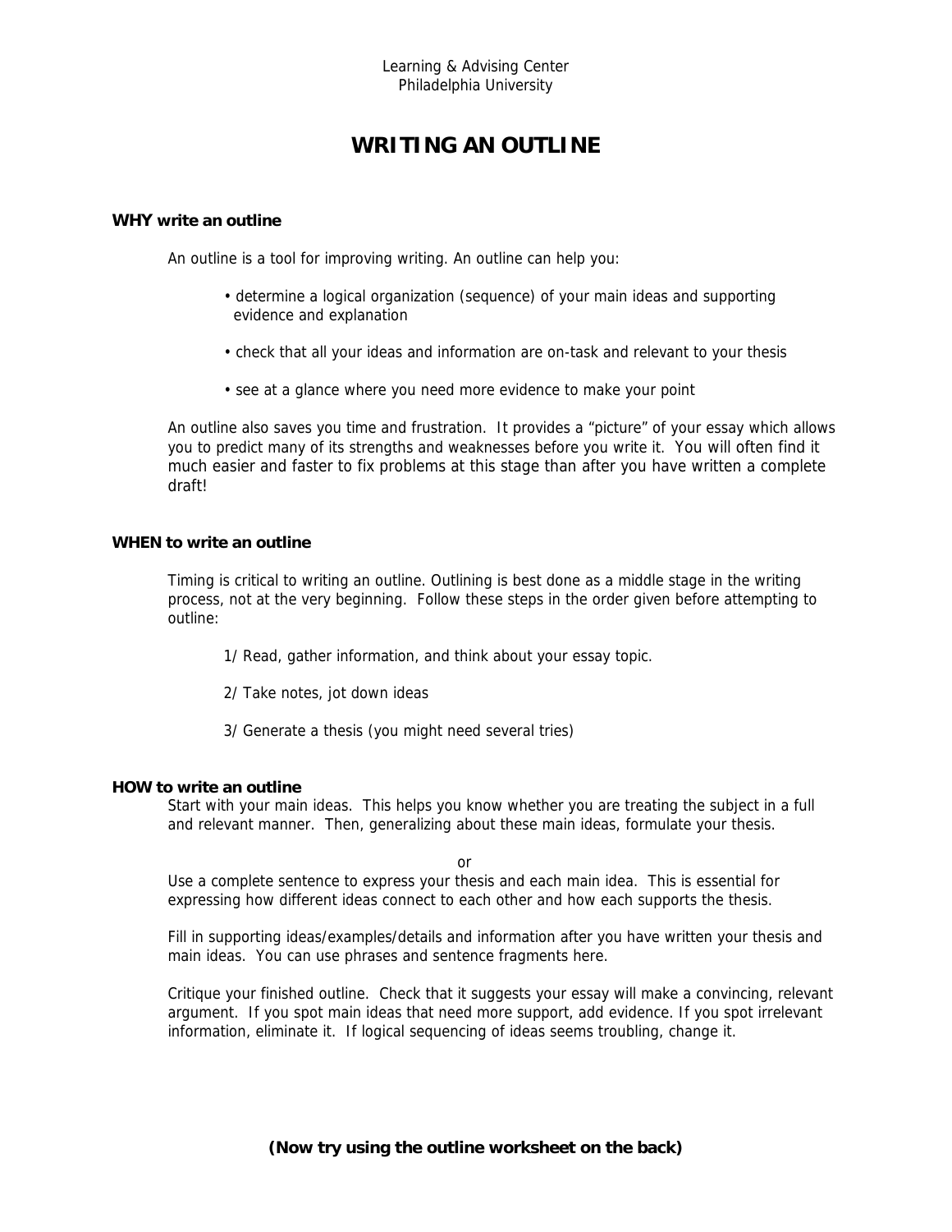Learning & Advising Center
Philadelphia University

# WRITING AN OUTLINE

### WHY write an outline

An outline is a tool for improving writing. An outline can help you:

- determine a logical organization (sequence) of your main ideas and supporting evidence and explanation
- check that all your ideas and information are on-task and relevant to your thesis
- see at a glance where you need more evidence to make your point

An outline also saves you time and frustration. It provides a "picture" of your essay which allows you to predict many of its strengths and weaknesses before you write it. You will often find it much easier and faster to fix problems at this stage than after you have written a complete draft!

### WHEN to write an outline

Timing is critical to writing an outline. Outlining is best done as a middle stage in the writing process, not at the very beginning. Follow these steps in the order given before attempting to outline:

1/ Read, gather information, and think about your essay topic.

2/ Take notes, jot down ideas

3/ Generate a thesis (you might need several tries)

### HOW to write an outline

Start with your main ideas. This helps you know whether you are treating the subject in a full and relevant manner. Then, generalizing about these main ideas, formulate your thesis.

or

Use a complete sentence to express your thesis and each main idea. This is essential for expressing how different ideas connect to each other and how each supports the thesis.

Fill in supporting ideas/examples/details and information after you have written your thesis and main ideas. You can use phrases and sentence fragments here.

Critique your finished outline. Check that it suggests your essay will make a convincing, relevant argument. If you spot main ideas that need more support, add evidence. If you spot irrelevant information, eliminate it. If logical sequencing of ideas seems troubling, change it.

**(Now try using the outline worksheet on the back)**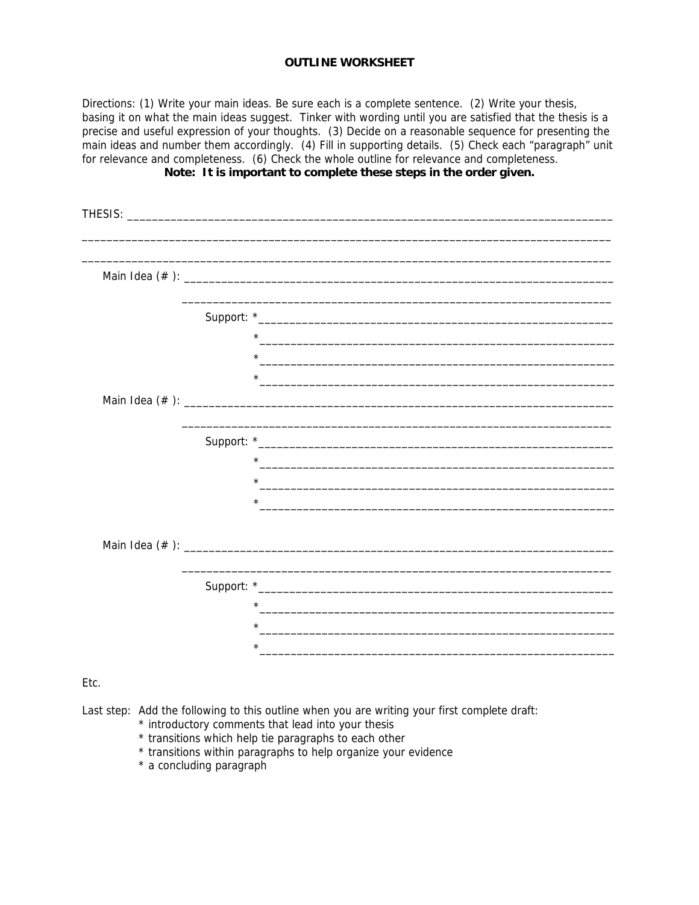# OUTLINE WORKSHEET

Directions: (1) Write your main ideas. Be sure each is a complete sentence. (2) Write your thesis, basing it on what the main ideas suggest. Tinker with wording until you are satisfied that the thesis is a precise and useful expression of your thoughts. (3) Decide on a reasonable sequence for presenting the main ideas and number them accordingly. (4) Fill in supporting details. (5) Check each "paragraph" unit for relevance and completeness. (6) Check the whole outline for relevance and completeness.

**Note: It is important to complete these steps in the order given.**

THESIS: ______________________________________________________________________________

______________________________________________________________________________________

______________________________________________________________________________________

Main Idea (# ): ______________________________________________________________________

______________________________________________________________________

Support: *___________________________________________________________

*___________________________________________________________

*___________________________________________________________

*___________________________________________________________

Main Idea (# ): ______________________________________________________________________

______________________________________________________________________

Support: *___________________________________________________________

*___________________________________________________________

*___________________________________________________________

*___________________________________________________________

Main Idea (# ): ______________________________________________________________________

______________________________________________________________________

Support: *___________________________________________________________

*___________________________________________________________

*___________________________________________________________

*___________________________________________________________

Etc.

Last step: Add the following to this outline when you are writing your first complete draft:

* introductory comments that lead into your thesis
* transitions which help tie paragraphs to each other
* transitions within paragraphs to help organize your evidence
* a concluding paragraph